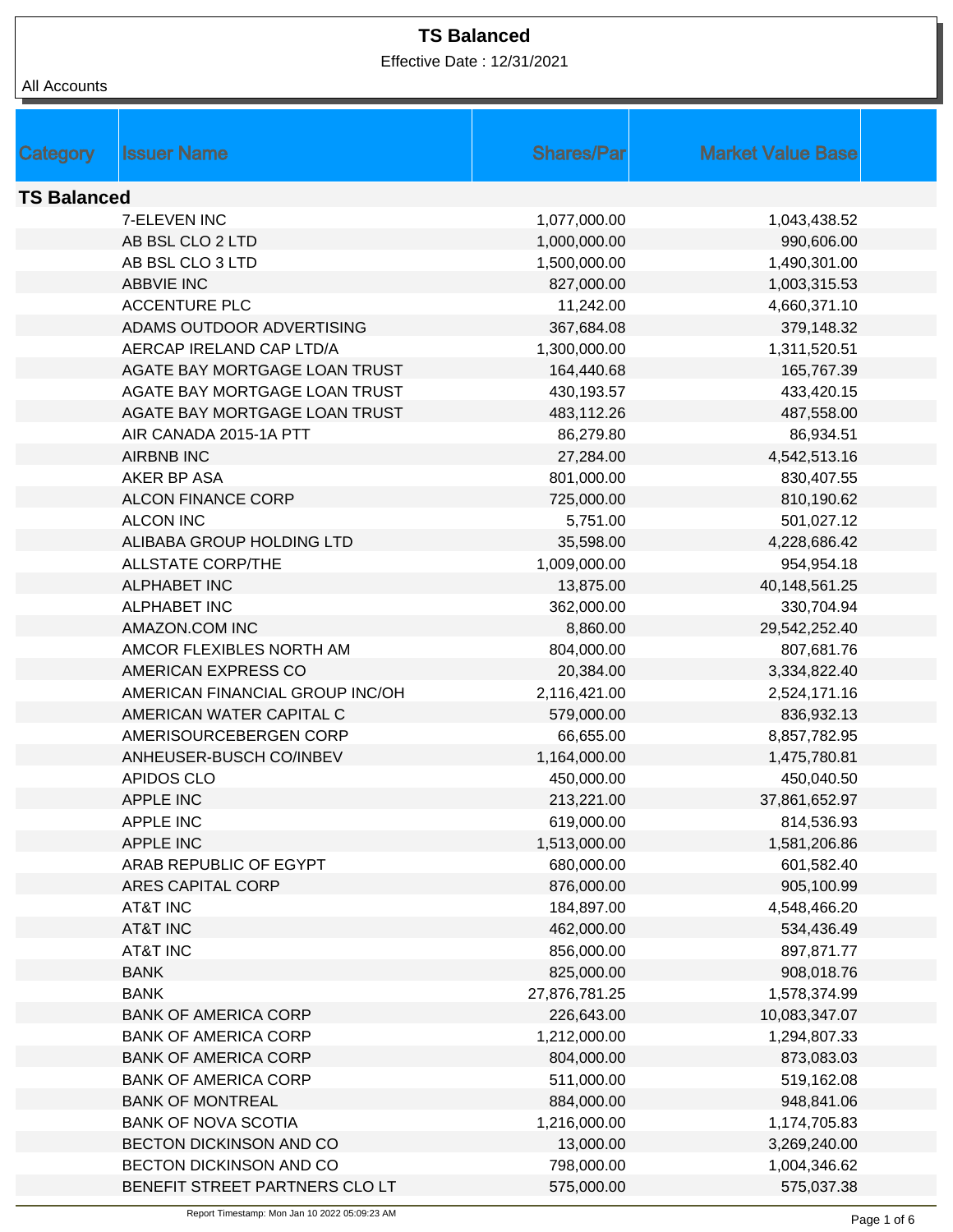# TS Balanced

Effective Date : 12/31/2021

All Accounts

| Category | Issuer Name | Shares/Par | Market Value Base |
|---|---|---|---|
| **TS Balanced** | | | |
| | 7-ELEVEN INC | 1,077,000.00 | 1,043,438.52 |
| | AB BSL CLO 2 LTD | 1,000,000.00 | 990,606.00 |
| | AB BSL CLO 3 LTD | 1,500,000.00 | 1,490,301.00 |
| | ABBVIE INC | 827,000.00 | 1,003,315.53 |
| | ACCENTURE PLC | 11,242.00 | 4,660,371.10 |
| | ADAMS OUTDOOR ADVERTISING | 367,684.08 | 379,148.32 |
| | AERCAP IRELAND CAP LTD/A | 1,300,000.00 | 1,311,520.51 |
| | AGATE BAY MORTGAGE LOAN TRUST | 164,440.68 | 165,767.39 |
| | AGATE BAY MORTGAGE LOAN TRUST | 430,193.57 | 433,420.15 |
| | AGATE BAY MORTGAGE LOAN TRUST | 483,112.26 | 487,558.00 |
| | AIR CANADA 2015-1A PTT | 86,279.80 | 86,934.51 |
| | AIRBNB INC | 27,284.00 | 4,542,513.16 |
| | AKER BP ASA | 801,000.00 | 830,407.55 |
| | ALCON FINANCE CORP | 725,000.00 | 810,190.62 |
| | ALCON INC | 5,751.00 | 501,027.12 |
| | ALIBABA GROUP HOLDING LTD | 35,598.00 | 4,228,686.42 |
| | ALLSTATE CORP/THE | 1,009,000.00 | 954,954.18 |
| | ALPHABET INC | 13,875.00 | 40,148,561.25 |
| | ALPHABET INC | 362,000.00 | 330,704.94 |
| | AMAZON.COM INC | 8,860.00 | 29,542,252.40 |
| | AMCOR FLEXIBLES NORTH AM | 804,000.00 | 807,681.76 |
| | AMERICAN EXPRESS CO | 20,384.00 | 3,334,822.40 |
| | AMERICAN FINANCIAL GROUP INC/OH | 2,116,421.00 | 2,524,171.16 |
| | AMERICAN WATER CAPITAL C | 579,000.00 | 836,932.13 |
| | AMERISOURCEBERGEN CORP | 66,655.00 | 8,857,782.95 |
| | ANHEUSER-BUSCH CO/INBEV | 1,164,000.00 | 1,475,780.81 |
| | APIDOS CLO | 450,000.00 | 450,040.50 |
| | APPLE INC | 213,221.00 | 37,861,652.97 |
| | APPLE INC | 619,000.00 | 814,536.93 |
| | APPLE INC | 1,513,000.00 | 1,581,206.86 |
| | ARAB REPUBLIC OF EGYPT | 680,000.00 | 601,582.40 |
| | ARES CAPITAL CORP | 876,000.00 | 905,100.99 |
| | AT&T INC | 184,897.00 | 4,548,466.20 |
| | AT&T INC | 462,000.00 | 534,436.49 |
| | AT&T INC | 856,000.00 | 897,871.77 |
| | BANK | 825,000.00 | 908,018.76 |
| | BANK | 27,876,781.25 | 1,578,374.99 |
| | BANK OF AMERICA CORP | 226,643.00 | 10,083,347.07 |
| | BANK OF AMERICA CORP | 1,212,000.00 | 1,294,807.33 |
| | BANK OF AMERICA CORP | 804,000.00 | 873,083.03 |
| | BANK OF AMERICA CORP | 511,000.00 | 519,162.08 |
| | BANK OF MONTREAL | 884,000.00 | 948,841.06 |
| | BANK OF NOVA SCOTIA | 1,216,000.00 | 1,174,705.83 |
| | BECTON DICKINSON AND CO | 13,000.00 | 3,269,240.00 |
| | BECTON DICKINSON AND CO | 798,000.00 | 1,004,346.62 |
| | BENEFIT STREET PARTNERS CLO LT | 575,000.00 | 575,037.38 |

Report Timestamp: Mon Jan 10 2022 05:09:23 AM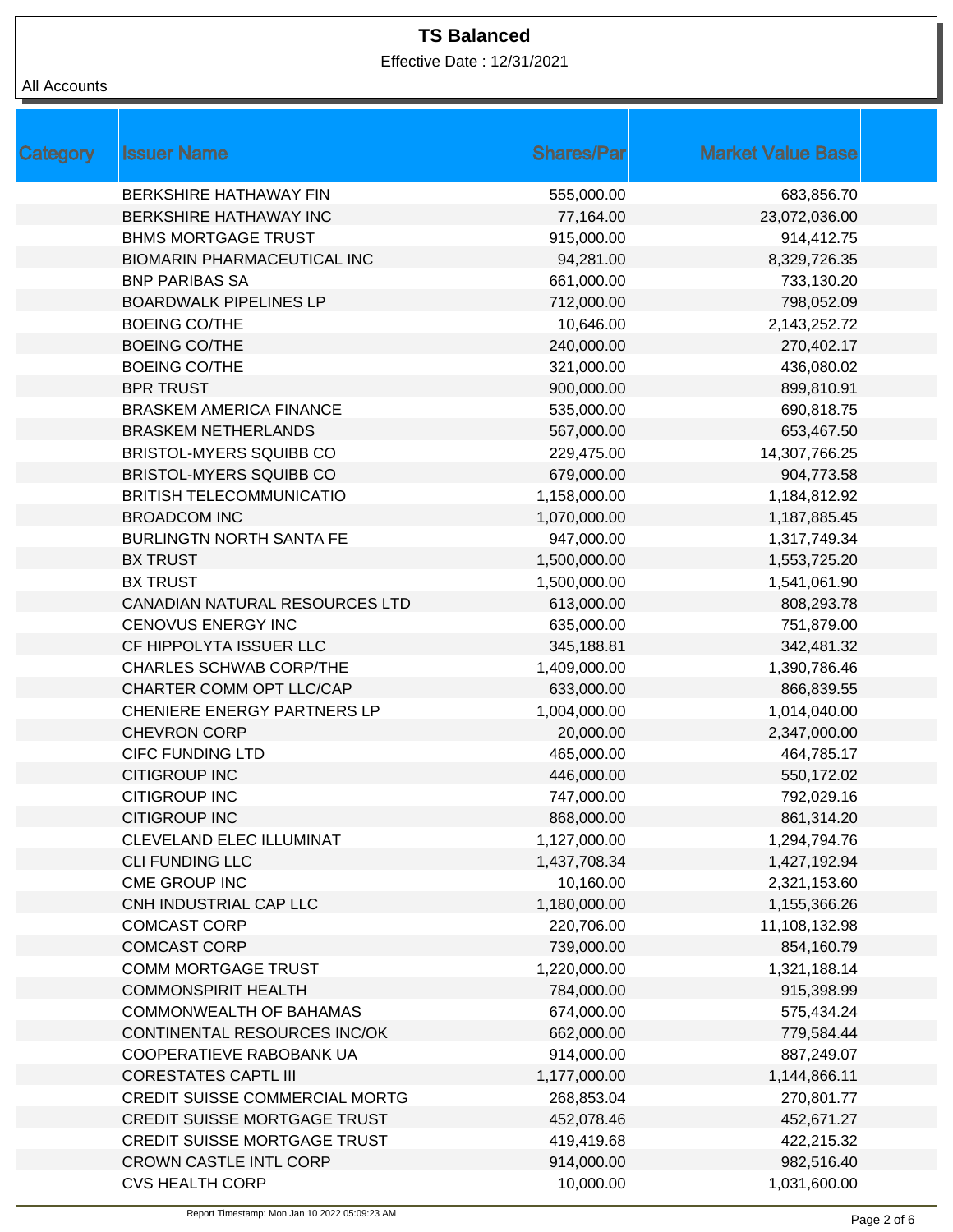**TS Balanced**

Effective Date : 12/31/2021

All Accounts

| Category | Issuer Name | Shares/Par | Market Value Base | |
|---|---|---|---|---|
| | BERKSHIRE HATHAWAY FIN | 555,000.00 | 683,856.70 | |
| | BERKSHIRE HATHAWAY INC | 77,164.00 | 23,072,036.00 | |
| | BHMS MORTGAGE TRUST | 915,000.00 | 914,412.75 | |
| | BIOMARIN PHARMACEUTICAL INC | 94,281.00 | 8,329,726.35 | |
| | BNP PARIBAS SA | 661,000.00 | 733,130.20 | |
| | BOARDWALK PIPELINES LP | 712,000.00 | 798,052.09 | |
| | BOEING CO/THE | 10,646.00 | 2,143,252.72 | |
| | BOEING CO/THE | 240,000.00 | 270,402.17 | |
| | BOEING CO/THE | 321,000.00 | 436,080.02 | |
| | BPR TRUST | 900,000.00 | 899,810.91 | |
| | BRASKEM AMERICA FINANCE | 535,000.00 | 690,818.75 | |
| | BRASKEM NETHERLANDS | 567,000.00 | 653,467.50 | |
| | BRISTOL-MYERS SQUIBB CO | 229,475.00 | 14,307,766.25 | |
| | BRISTOL-MYERS SQUIBB CO | 679,000.00 | 904,773.58 | |
| | BRITISH TELECOMMUNICATIO | 1,158,000.00 | 1,184,812.92 | |
| | BROADCOM INC | 1,070,000.00 | 1,187,885.45 | |
| | BURLINGTN NORTH SANTA FE | 947,000.00 | 1,317,749.34 | |
| | BX TRUST | 1,500,000.00 | 1,553,725.20 | |
| | BX TRUST | 1,500,000.00 | 1,541,061.90 | |
| | CANADIAN NATURAL RESOURCES LTD | 613,000.00 | 808,293.78 | |
| | CENOVUS ENERGY INC | 635,000.00 | 751,879.00 | |
| | CF HIPPOLYTA ISSUER LLC | 345,188.81 | 342,481.32 | |
| | CHARLES SCHWAB CORP/THE | 1,409,000.00 | 1,390,786.46 | |
| | CHARTER COMM OPT LLC/CAP | 633,000.00 | 866,839.55 | |
| | CHENIERE ENERGY PARTNERS LP | 1,004,000.00 | 1,014,040.00 | |
| | CHEVRON CORP | 20,000.00 | 2,347,000.00 | |
| | CIFC FUNDING LTD | 465,000.00 | 464,785.17 | |
| | CITIGROUP INC | 446,000.00 | 550,172.02 | |
| | CITIGROUP INC | 747,000.00 | 792,029.16 | |
| | CITIGROUP INC | 868,000.00 | 861,314.20 | |
| | CLEVELAND ELEC ILLUMINAT | 1,127,000.00 | 1,294,794.76 | |
| | CLI FUNDING LLC | 1,437,708.34 | 1,427,192.94 | |
| | CME GROUP INC | 10,160.00 | 2,321,153.60 | |
| | CNH INDUSTRIAL CAP LLC | 1,180,000.00 | 1,155,366.26 | |
| | COMCAST CORP | 220,706.00 | 11,108,132.98 | |
| | COMCAST CORP | 739,000.00 | 854,160.79 | |
| | COMM MORTGAGE TRUST | 1,220,000.00 | 1,321,188.14 | |
| | COMMONSPIRIT HEALTH | 784,000.00 | 915,398.99 | |
| | COMMONWEALTH OF BAHAMAS | 674,000.00 | 575,434.24 | |
| | CONTINENTAL RESOURCES INC/OK | 662,000.00 | 779,584.44 | |
| | COOPERATIEVE RABOBANK UA | 914,000.00 | 887,249.07 | |
| | CORESTATES CAPTL III | 1,177,000.00 | 1,144,866.11 | |
| | CREDIT SUISSE COMMERCIAL MORTG | 268,853.04 | 270,801.77 | |
| | CREDIT SUISSE MORTGAGE TRUST | 452,078.46 | 452,671.27 | |
| | CREDIT SUISSE MORTGAGE TRUST | 419,419.68 | 422,215.32 | |
| | CROWN CASTLE INTL CORP | 914,000.00 | 982,516.40 | |
| | CVS HEALTH CORP | 10,000.00 | 1,031,600.00 | |

Report Timestamp: Mon Jan 10 2022 05:09:23 AM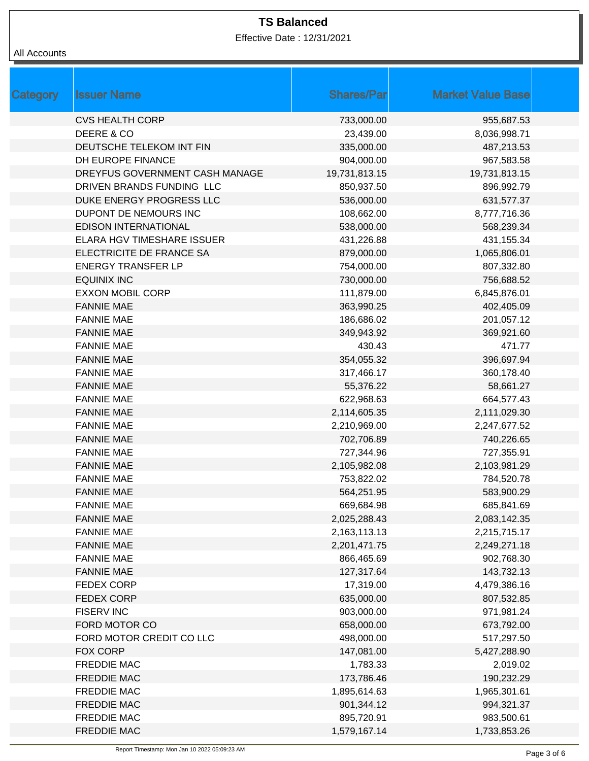# TS Balanced

Effective Date : 12/31/2021

All Accounts

| Category | Issuer Name | Shares/Par | Market Value Base | |
|---|---|---|---|---|
| | CVS HEALTH CORP | 733,000.00 | 955,687.53 | |
| | DEERE & CO | 23,439.00 | 8,036,998.71 | |
| | DEUTSCHE TELEKOM INT FIN | 335,000.00 | 487,213.53 | |
| | DH EUROPE FINANCE | 904,000.00 | 967,583.58 | |
| | DREYFUS GOVERNMENT CASH MANAGE | 19,731,813.15 | 19,731,813.15 | |
| | DRIVEN BRANDS FUNDING LLC | 850,937.50 | 896,992.79 | |
| | DUKE ENERGY PROGRESS LLC | 536,000.00 | 631,577.37 | |
| | DUPONT DE NEMOURS INC | 108,662.00 | 8,777,716.36 | |
| | EDISON INTERNATIONAL | 538,000.00 | 568,239.34 | |
| | ELARA HGV TIMESHARE ISSUER | 431,226.88 | 431,155.34 | |
| | ELECTRICITE DE FRANCE SA | 879,000.00 | 1,065,806.01 | |
| | ENERGY TRANSFER LP | 754,000.00 | 807,332.80 | |
| | EQUINIX INC | 730,000.00 | 756,688.52 | |
| | EXXON MOBIL CORP | 111,879.00 | 6,845,876.01 | |
| | FANNIE MAE | 363,990.25 | 402,405.09 | |
| | FANNIE MAE | 186,686.02 | 201,057.12 | |
| | FANNIE MAE | 349,943.92 | 369,921.60 | |
| | FANNIE MAE | 430.43 | 471.77 | |
| | FANNIE MAE | 354,055.32 | 396,697.94 | |
| | FANNIE MAE | 317,466.17 | 360,178.40 | |
| | FANNIE MAE | 55,376.22 | 58,661.27 | |
| | FANNIE MAE | 622,968.63 | 664,577.43 | |
| | FANNIE MAE | 2,114,605.35 | 2,111,029.30 | |
| | FANNIE MAE | 2,210,969.00 | 2,247,677.52 | |
| | FANNIE MAE | 702,706.89 | 740,226.65 | |
| | FANNIE MAE | 727,344.96 | 727,355.91 | |
| | FANNIE MAE | 2,105,982.08 | 2,103,981.29 | |
| | FANNIE MAE | 753,822.02 | 784,520.78 | |
| | FANNIE MAE | 564,251.95 | 583,900.29 | |
| | FANNIE MAE | 669,684.98 | 685,841.69 | |
| | FANNIE MAE | 2,025,288.43 | 2,083,142.35 | |
| | FANNIE MAE | 2,163,113.13 | 2,215,715.17 | |
| | FANNIE MAE | 2,201,471.75 | 2,249,271.18 | |
| | FANNIE MAE | 866,465.69 | 902,768.30 | |
| | FANNIE MAE | 127,317.64 | 143,732.13 | |
| | FEDEX CORP | 17,319.00 | 4,479,386.16 | |
| | FEDEX CORP | 635,000.00 | 807,532.85 | |
| | FISERV INC | 903,000.00 | 971,981.24 | |
| | FORD MOTOR CO | 658,000.00 | 673,792.00 | |
| | FORD MOTOR CREDIT CO LLC | 498,000.00 | 517,297.50 | |
| | FOX CORP | 147,081.00 | 5,427,288.90 | |
| | FREDDIE MAC | 1,783.33 | 2,019.02 | |
| | FREDDIE MAC | 173,786.46 | 190,232.29 | |
| | FREDDIE MAC | 1,895,614.63 | 1,965,301.61 | |
| | FREDDIE MAC | 901,344.12 | 994,321.37 | |
| | FREDDIE MAC | 895,720.91 | 983,500.61 | |
| | FREDDIE MAC | 1,579,167.14 | 1,733,853.26 | |

Report Timestamp: Mon Jan 10 2022 05:09:23 AM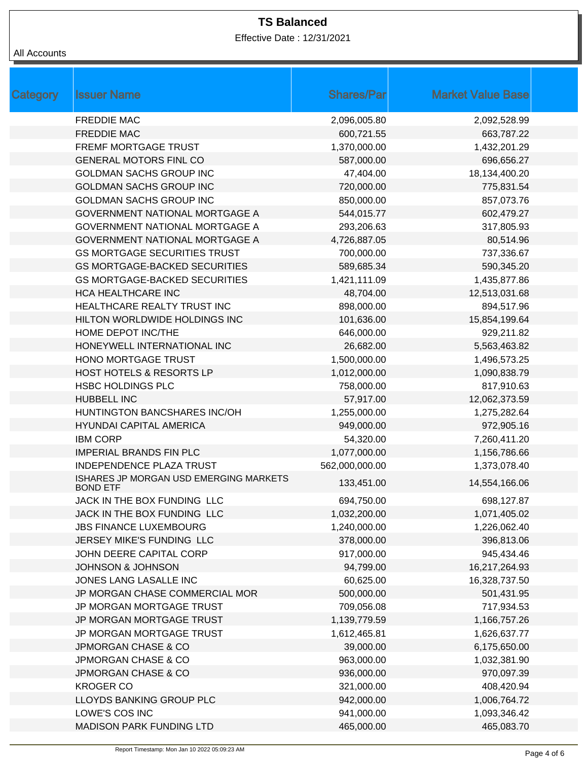**TS Balanced**

Effective Date : 12/31/2021

All Accounts

| Category | Issuer Name | Shares/Par | Market Value Base |
|---|---|---|---|
| | FREDDIE MAC | 2,096,005.80 | 2,092,528.99 |
| | FREDDIE MAC | 600,721.55 | 663,787.22 |
| | FREMF MORTGAGE TRUST | 1,370,000.00 | 1,432,201.29 |
| | GENERAL MOTORS FINL CO | 587,000.00 | 696,656.27 |
| | GOLDMAN SACHS GROUP INC | 47,404.00 | 18,134,400.20 |
| | GOLDMAN SACHS GROUP INC | 720,000.00 | 775,831.54 |
| | GOLDMAN SACHS GROUP INC | 850,000.00 | 857,073.76 |
| | GOVERNMENT NATIONAL MORTGAGE A | 544,015.77 | 602,479.27 |
| | GOVERNMENT NATIONAL MORTGAGE A | 293,206.63 | 317,805.93 |
| | GOVERNMENT NATIONAL MORTGAGE A | 4,726,887.05 | 80,514.96 |
| | GS MORTGAGE SECURITIES TRUST | 700,000.00 | 737,336.67 |
| | GS MORTGAGE-BACKED SECURITIES | 589,685.34 | 590,345.20 |
| | GS MORTGAGE-BACKED SECURITIES | 1,421,111.09 | 1,435,877.86 |
| | HCA HEALTHCARE INC | 48,704.00 | 12,513,031.68 |
| | HEALTHCARE REALTY TRUST INC | 898,000.00 | 894,517.96 |
| | HILTON WORLDWIDE HOLDINGS INC | 101,636.00 | 15,854,199.64 |
| | HOME DEPOT INC/THE | 646,000.00 | 929,211.82 |
| | HONEYWELL INTERNATIONAL INC | 26,682.00 | 5,563,463.82 |
| | HONO MORTGAGE TRUST | 1,500,000.00 | 1,496,573.25 |
| | HOST HOTELS & RESORTS LP | 1,012,000.00 | 1,090,838.79 |
| | HSBC HOLDINGS PLC | 758,000.00 | 817,910.63 |
| | HUBBELL INC | 57,917.00 | 12,062,373.59 |
| | HUNTINGTON BANCSHARES INC/OH | 1,255,000.00 | 1,275,282.64 |
| | HYUNDAI CAPITAL AMERICA | 949,000.00 | 972,905.16 |
| | IBM CORP | 54,320.00 | 7,260,411.20 |
| | IMPERIAL BRANDS FIN PLC | 1,077,000.00 | 1,156,786.66 |
| | INDEPENDENCE PLAZA TRUST | 562,000,000.00 | 1,373,078.40 |
| | ISHARES JP MORGAN USD EMERGING MARKETS BOND ETF | 133,451.00 | 14,554,166.06 |
| | JACK IN THE BOX FUNDING LLC | 694,750.00 | 698,127.87 |
| | JACK IN THE BOX FUNDING LLC | 1,032,200.00 | 1,071,405.02 |
| | JBS FINANCE LUXEMBOURG | 1,240,000.00 | 1,226,062.40 |
| | JERSEY MIKE'S FUNDING LLC | 378,000.00 | 396,813.06 |
| | JOHN DEERE CAPITAL CORP | 917,000.00 | 945,434.46 |
| | JOHNSON & JOHNSON | 94,799.00 | 16,217,264.93 |
| | JONES LANG LASALLE INC | 60,625.00 | 16,328,737.50 |
| | JP MORGAN CHASE COMMERCIAL MOR | 500,000.00 | 501,431.95 |
| | JP MORGAN MORTGAGE TRUST | 709,056.08 | 717,934.53 |
| | JP MORGAN MORTGAGE TRUST | 1,139,779.59 | 1,166,757.26 |
| | JP MORGAN MORTGAGE TRUST | 1,612,465.81 | 1,626,637.77 |
| | JPMORGAN CHASE & CO | 39,000.00 | 6,175,650.00 |
| | JPMORGAN CHASE & CO | 963,000.00 | 1,032,381.90 |
| | JPMORGAN CHASE & CO | 936,000.00 | 970,097.39 |
| | KROGER CO | 321,000.00 | 408,420.94 |
| | LLOYDS BANKING GROUP PLC | 942,000.00 | 1,006,764.72 |
| | LOWE'S COS INC | 941,000.00 | 1,093,346.42 |
| | MADISON PARK FUNDING LTD | 465,000.00 | 465,083.70 |

Report Timestamp: Mon Jan 10 2022 05:09:23 AM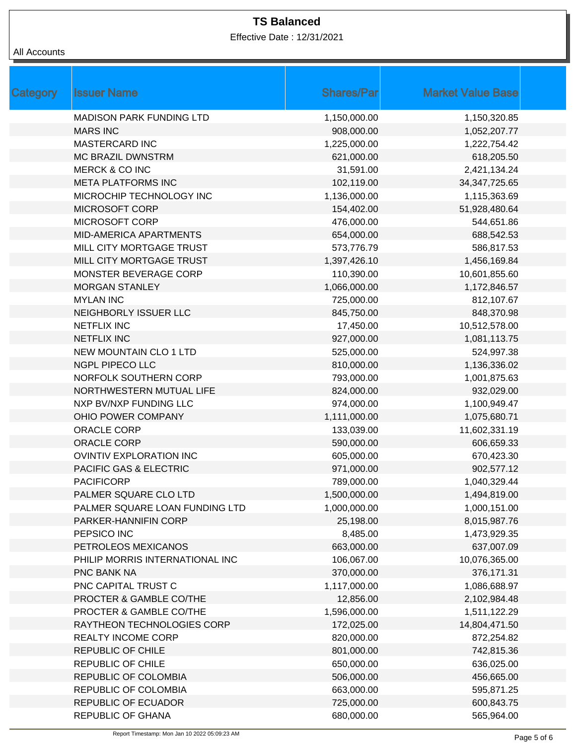**TS Balanced**

Effective Date : 12/31/2021

All Accounts

| Category | Issuer Name | Shares/Par | Market Value Base |
|---|---|---|---|
| | MADISON PARK FUNDING LTD | 1,150,000.00 | 1,150,320.85 |
| | MARS INC | 908,000.00 | 1,052,207.77 |
| | MASTERCARD INC | 1,225,000.00 | 1,222,754.42 |
| | MC BRAZIL DWNSTRM | 621,000.00 | 618,205.50 |
| | MERCK & CO INC | 31,591.00 | 2,421,134.24 |
| | META PLATFORMS INC | 102,119.00 | 34,347,725.65 |
| | MICROCHIP TECHNOLOGY INC | 1,136,000.00 | 1,115,363.69 |
| | MICROSOFT CORP | 154,402.00 | 51,928,480.64 |
| | MICROSOFT CORP | 476,000.00 | 544,651.86 |
| | MID-AMERICA APARTMENTS | 654,000.00 | 688,542.53 |
| | MILL CITY MORTGAGE TRUST | 573,776.79 | 586,817.53 |
| | MILL CITY MORTGAGE TRUST | 1,397,426.10 | 1,456,169.84 |
| | MONSTER BEVERAGE CORP | 110,390.00 | 10,601,855.60 |
| | MORGAN STANLEY | 1,066,000.00 | 1,172,846.57 |
| | MYLAN INC | 725,000.00 | 812,107.67 |
| | NEIGHBORLY ISSUER LLC | 845,750.00 | 848,370.98 |
| | NETFLIX INC | 17,450.00 | 10,512,578.00 |
| | NETFLIX INC | 927,000.00 | 1,081,113.75 |
| | NEW MOUNTAIN CLO 1 LTD | 525,000.00 | 524,997.38 |
| | NGPL PIPECO LLC | 810,000.00 | 1,136,336.02 |
| | NORFOLK SOUTHERN CORP | 793,000.00 | 1,001,875.63 |
| | NORTHWESTERN MUTUAL LIFE | 824,000.00 | 932,029.00 |
| | NXP BV/NXP FUNDING LLC | 974,000.00 | 1,100,949.47 |
| | OHIO POWER COMPANY | 1,111,000.00 | 1,075,680.71 |
| | ORACLE CORP | 133,039.00 | 11,602,331.19 |
| | ORACLE CORP | 590,000.00 | 606,659.33 |
| | OVINTIV EXPLORATION INC | 605,000.00 | 670,423.30 |
| | PACIFIC GAS & ELECTRIC | 971,000.00 | 902,577.12 |
| | PACIFICORP | 789,000.00 | 1,040,329.44 |
| | PALMER SQUARE CLO LTD | 1,500,000.00 | 1,494,819.00 |
| | PALMER SQUARE LOAN FUNDING LTD | 1,000,000.00 | 1,000,151.00 |
| | PARKER-HANNIFIN CORP | 25,198.00 | 8,015,987.76 |
| | PEPSICO INC | 8,485.00 | 1,473,929.35 |
| | PETROLEOS MEXICANOS | 663,000.00 | 637,007.09 |
| | PHILIP MORRIS INTERNATIONAL INC | 106,067.00 | 10,076,365.00 |
| | PNC BANK NA | 370,000.00 | 376,171.31 |
| | PNC CAPITAL TRUST C | 1,117,000.00 | 1,086,688.97 |
| | PROCTER & GAMBLE CO/THE | 12,856.00 | 2,102,984.48 |
| | PROCTER & GAMBLE CO/THE | 1,596,000.00 | 1,511,122.29 |
| | RAYTHEON TECHNOLOGIES CORP | 172,025.00 | 14,804,471.50 |
| | REALTY INCOME CORP | 820,000.00 | 872,254.82 |
| | REPUBLIC OF CHILE | 801,000.00 | 742,815.36 |
| | REPUBLIC OF CHILE | 650,000.00 | 636,025.00 |
| | REPUBLIC OF COLOMBIA | 506,000.00 | 456,665.00 |
| | REPUBLIC OF COLOMBIA | 663,000.00 | 595,871.25 |
| | REPUBLIC OF ECUADOR | 725,000.00 | 600,843.75 |
| | REPUBLIC OF GHANA | 680,000.00 | 565,964.00 |

Report Timestamp: Mon Jan 10 2022 05:09:23 AM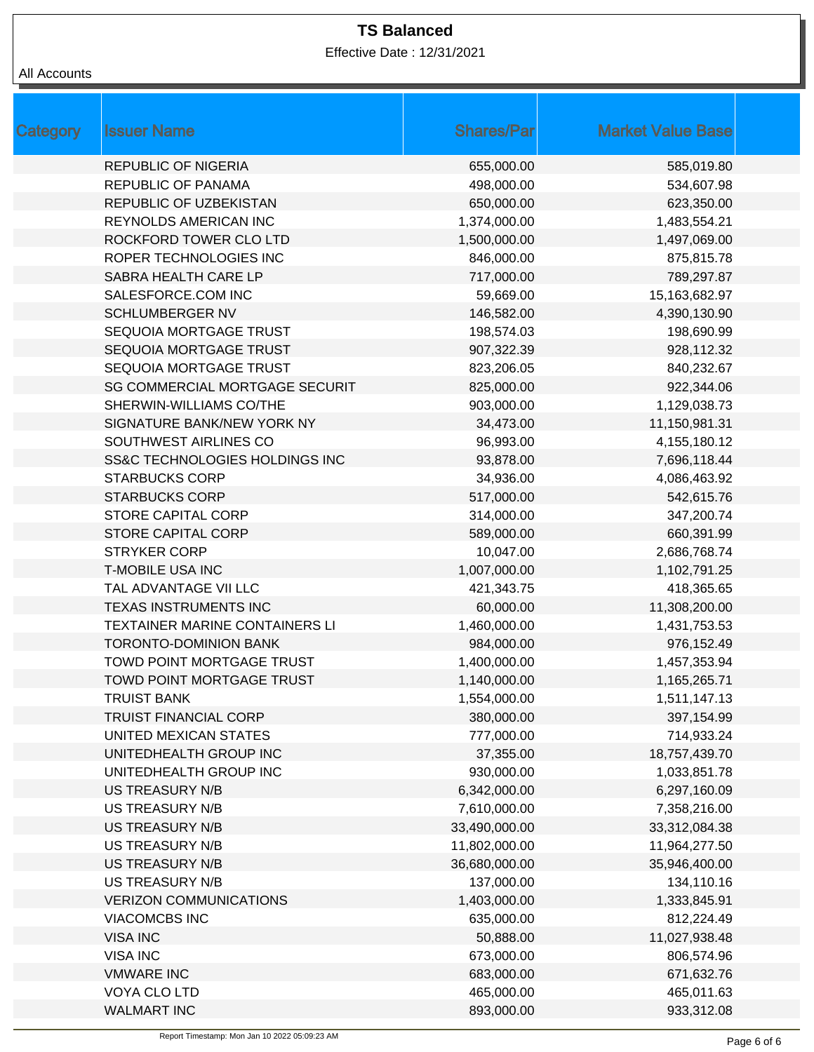# TS Balanced

Effective Date : 12/31/2021

All Accounts

| Category | Issuer Name | Shares/Par | Market Value Base |
|---|---|---|---|
| | REPUBLIC OF NIGERIA | 655,000.00 | 585,019.80 |
| | REPUBLIC OF PANAMA | 498,000.00 | 534,607.98 |
| | REPUBLIC OF UZBEKISTAN | 650,000.00 | 623,350.00 |
| | REYNOLDS AMERICAN INC | 1,374,000.00 | 1,483,554.21 |
| | ROCKFORD TOWER CLO LTD | 1,500,000.00 | 1,497,069.00 |
| | ROPER TECHNOLOGIES INC | 846,000.00 | 875,815.78 |
| | SABRA HEALTH CARE LP | 717,000.00 | 789,297.87 |
| | SALESFORCE.COM INC | 59,669.00 | 15,163,682.97 |
| | SCHLUMBERGER NV | 146,582.00 | 4,390,130.90 |
| | SEQUOIA MORTGAGE TRUST | 198,574.03 | 198,690.99 |
| | SEQUOIA MORTGAGE TRUST | 907,322.39 | 928,112.32 |
| | SEQUOIA MORTGAGE TRUST | 823,206.05 | 840,232.67 |
| | SG COMMERCIAL MORTGAGE SECURIT | 825,000.00 | 922,344.06 |
| | SHERWIN-WILLIAMS CO/THE | 903,000.00 | 1,129,038.73 |
| | SIGNATURE BANK/NEW YORK NY | 34,473.00 | 11,150,981.31 |
| | SOUTHWEST AIRLINES CO | 96,993.00 | 4,155,180.12 |
| | SS&C TECHNOLOGIES HOLDINGS INC | 93,878.00 | 7,696,118.44 |
| | STARBUCKS CORP | 34,936.00 | 4,086,463.92 |
| | STARBUCKS CORP | 517,000.00 | 542,615.76 |
| | STORE CAPITAL CORP | 314,000.00 | 347,200.74 |
| | STORE CAPITAL CORP | 589,000.00 | 660,391.99 |
| | STRYKER CORP | 10,047.00 | 2,686,768.74 |
| | T-MOBILE USA INC | 1,007,000.00 | 1,102,791.25 |
| | TAL ADVANTAGE VII LLC | 421,343.75 | 418,365.65 |
| | TEXAS INSTRUMENTS INC | 60,000.00 | 11,308,200.00 |
| | TEXTAINER MARINE CONTAINERS LI | 1,460,000.00 | 1,431,753.53 |
| | TORONTO-DOMINION BANK | 984,000.00 | 976,152.49 |
| | TOWD POINT MORTGAGE TRUST | 1,400,000.00 | 1,457,353.94 |
| | TOWD POINT MORTGAGE TRUST | 1,140,000.00 | 1,165,265.71 |
| | TRUIST BANK | 1,554,000.00 | 1,511,147.13 |
| | TRUIST FINANCIAL CORP | 380,000.00 | 397,154.99 |
| | UNITED MEXICAN STATES | 777,000.00 | 714,933.24 |
| | UNITEDHEALTH GROUP INC | 37,355.00 | 18,757,439.70 |
| | UNITEDHEALTH GROUP INC | 930,000.00 | 1,033,851.78 |
| | US TREASURY N/B | 6,342,000.00 | 6,297,160.09 |
| | US TREASURY N/B | 7,610,000.00 | 7,358,216.00 |
| | US TREASURY N/B | 33,490,000.00 | 33,312,084.38 |
| | US TREASURY N/B | 11,802,000.00 | 11,964,277.50 |
| | US TREASURY N/B | 36,680,000.00 | 35,946,400.00 |
| | US TREASURY N/B | 137,000.00 | 134,110.16 |
| | VERIZON COMMUNICATIONS | 1,403,000.00 | 1,333,845.91 |
| | VIACOMCBS INC | 635,000.00 | 812,224.49 |
| | VISA INC | 50,888.00 | 11,027,938.48 |
| | VISA INC | 673,000.00 | 806,574.96 |
| | VMWARE INC | 683,000.00 | 671,632.76 |
| | VOYA CLO LTD | 465,000.00 | 465,011.63 |
| | WALMART INC | 893,000.00 | 933,312.08 |

Report Timestamp: Mon Jan 10 2022 05:09:23 AM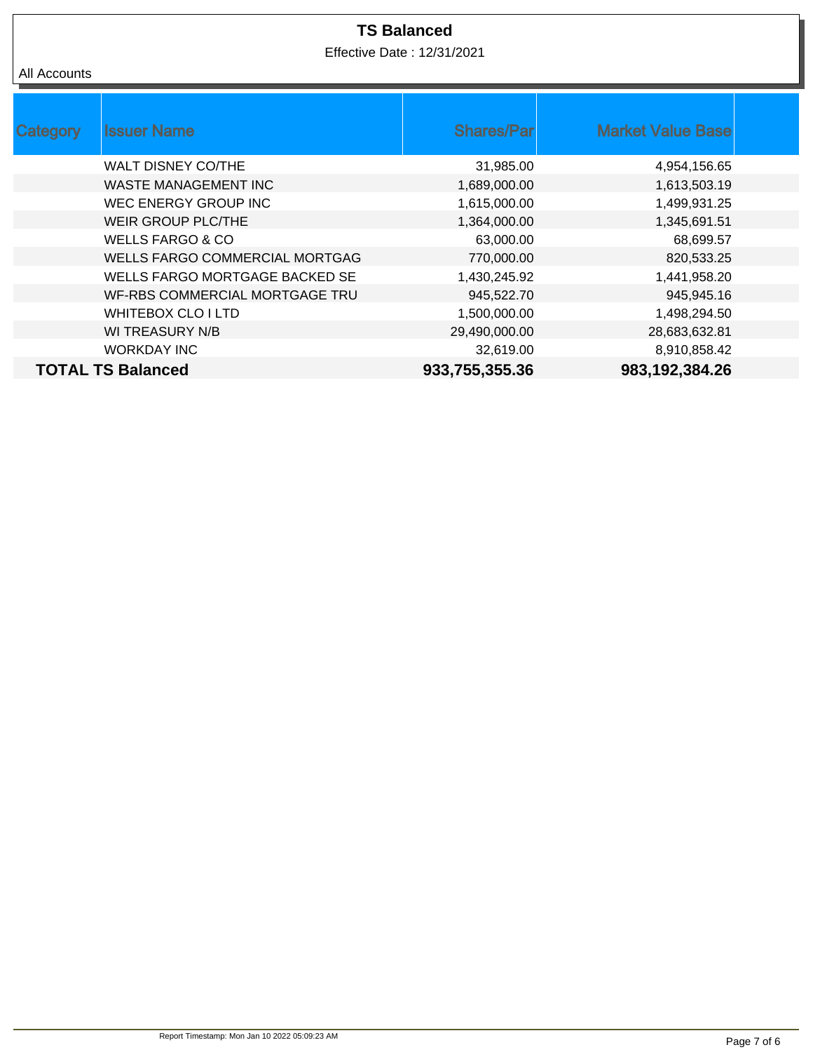# TS Balanced

Effective Date : 12/31/2021

All Accounts

| Category | Issuer Name | Shares/Par | Market Value Base |
|---|---|---|---|
| | WALT DISNEY CO/THE | 31,985.00 | 4,954,156.65 |
| | WASTE MANAGEMENT INC | 1,689,000.00 | 1,613,503.19 |
| | WEC ENERGY GROUP INC | 1,615,000.00 | 1,499,931.25 |
| | WEIR GROUP PLC/THE | 1,364,000.00 | 1,345,691.51 |
| | WELLS FARGO & CO | 63,000.00 | 68,699.57 |
| | WELLS FARGO COMMERCIAL MORTGAG | 770,000.00 | 820,533.25 |
| | WELLS FARGO MORTGAGE BACKED SE | 1,430,245.92 | 1,441,958.20 |
| | WF-RBS COMMERCIAL MORTGAGE TRU | 945,522.70 | 945,945.16 |
| | WHITEBOX CLO I LTD | 1,500,000.00 | 1,498,294.50 |
| | WI TREASURY N/B | 29,490,000.00 | 28,683,632.81 |
| | WORKDAY INC | 32,619.00 | 8,910,858.42 |
| **TOTAL TS Balanced** | | **933,755,355.36** | **983,192,384.26** |

Report Timestamp: Mon Jan 10 2022 05:09:23 AM